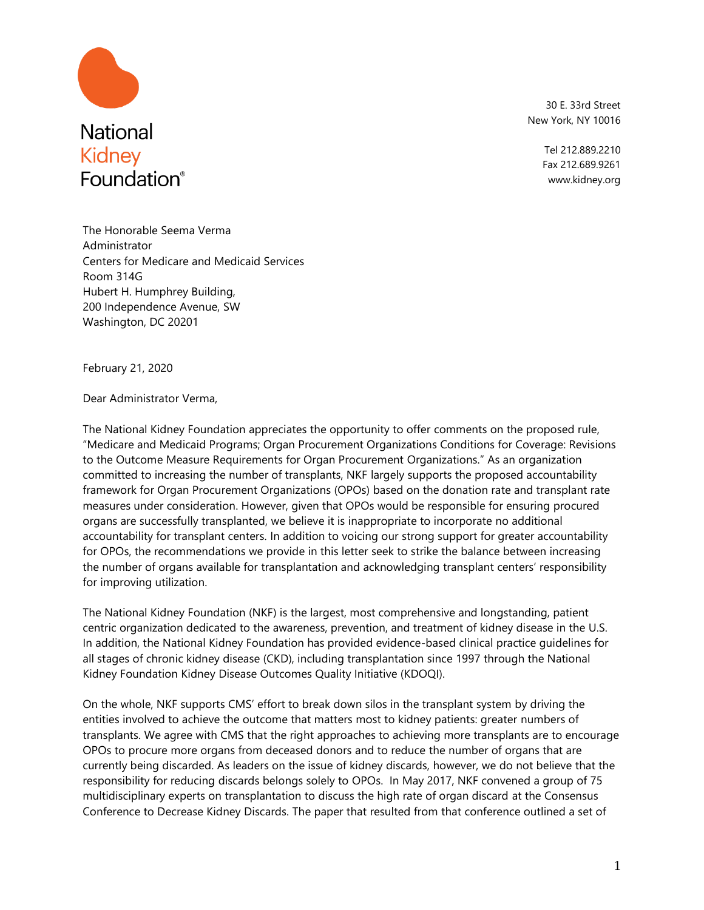National Kidney Foundation®

30 E. 33rd Street
New York, NY 10016

Tel 212.889.2210
Fax 212.689.9261
www.kidney.org

The Honorable Seema Verma
Administrator
Centers for Medicare and Medicaid Services
Room 314G
Hubert H. Humphrey Building,
200 Independence Avenue, SW
Washington, DC 20201

February 21, 2020

Dear Administrator Verma,

The National Kidney Foundation appreciates the opportunity to offer comments on the proposed rule, "Medicare and Medicaid Programs; Organ Procurement Organizations Conditions for Coverage: Revisions to the Outcome Measure Requirements for Organ Procurement Organizations." As an organization committed to increasing the number of transplants, NKF largely supports the proposed accountability framework for Organ Procurement Organizations (OPOs) based on the donation rate and transplant rate measures under consideration. However, given that OPOs would be responsible for ensuring procured organs are successfully transplanted, we believe it is inappropriate to incorporate no additional accountability for transplant centers. In addition to voicing our strong support for greater accountability for OPOs, the recommendations we provide in this letter seek to strike the balance between increasing the number of organs available for transplantation and acknowledging transplant centers' responsibility for improving utilization.

The National Kidney Foundation (NKF) is the largest, most comprehensive and longstanding, patient centric organization dedicated to the awareness, prevention, and treatment of kidney disease in the U.S. In addition, the National Kidney Foundation has provided evidence-based clinical practice guidelines for all stages of chronic kidney disease (CKD), including transplantation since 1997 through the National Kidney Foundation Kidney Disease Outcomes Quality Initiative (KDOQI).

On the whole, NKF supports CMS' effort to break down silos in the transplant system by driving the entities involved to achieve the outcome that matters most to kidney patients: greater numbers of transplants. We agree with CMS that the right approaches to achieving more transplants are to encourage OPOs to procure more organs from deceased donors and to reduce the number of organs that are currently being discarded. As leaders on the issue of kidney discards, however, we do not believe that the responsibility for reducing discards belongs solely to OPOs. In May 2017, NKF convened a group of 75 multidisciplinary experts on transplantation to discuss the high rate of organ discard at the Consensus Conference to Decrease Kidney Discards. The paper that resulted from that conference outlined a set of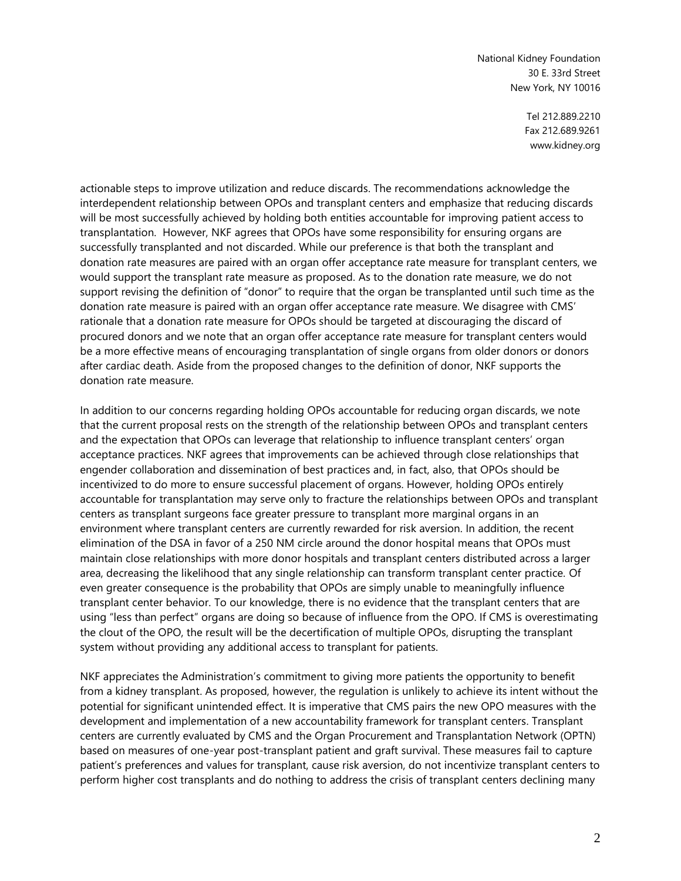actionable steps to improve utilization and reduce discards. The recommendations acknowledge the interdependent relationship between OPOs and transplant centers and emphasize that reducing discards will be most successfully achieved by holding both entities accountable for improving patient access to transplantation. However, NKF agrees that OPOs have some responsibility for ensuring organs are successfully transplanted and not discarded. While our preference is that both the transplant and donation rate measures are paired with an organ offer acceptance rate measure for transplant centers, we would support the transplant rate measure as proposed. As to the donation rate measure, we do not support revising the definition of "donor" to require that the organ be transplanted until such time as the donation rate measure is paired with an organ offer acceptance rate measure. We disagree with CMS' rationale that a donation rate measure for OPOs should be targeted at discouraging the discard of procured donors and we note that an organ offer acceptance rate measure for transplant centers would be a more effective means of encouraging transplantation of single organs from older donors or donors after cardiac death. Aside from the proposed changes to the definition of donor, NKF supports the donation rate measure.

In addition to our concerns regarding holding OPOs accountable for reducing organ discards, we note that the current proposal rests on the strength of the relationship between OPOs and transplant centers and the expectation that OPOs can leverage that relationship to influence transplant centers' organ acceptance practices. NKF agrees that improvements can be achieved through close relationships that engender collaboration and dissemination of best practices and, in fact, also, that OPOs should be incentivized to do more to ensure successful placement of organs. However, holding OPOs entirely accountable for transplantation may serve only to fracture the relationships between OPOs and transplant centers as transplant surgeons face greater pressure to transplant more marginal organs in an environment where transplant centers are currently rewarded for risk aversion. In addition, the recent elimination of the DSA in favor of a 250 NM circle around the donor hospital means that OPOs must maintain close relationships with more donor hospitals and transplant centers distributed across a larger area, decreasing the likelihood that any single relationship can transform transplant center practice. Of even greater consequence is the probability that OPOs are simply unable to meaningfully influence transplant center behavior. To our knowledge, there is no evidence that the transplant centers that are using "less than perfect" organs are doing so because of influence from the OPO. If CMS is overestimating the clout of the OPO, the result will be the decertification of multiple OPOs, disrupting the transplant system without providing any additional access to transplant for patients.

NKF appreciates the Administration's commitment to giving more patients the opportunity to benefit from a kidney transplant. As proposed, however, the regulation is unlikely to achieve its intent without the potential for significant unintended effect. It is imperative that CMS pairs the new OPO measures with the development and implementation of a new accountability framework for transplant centers. Transplant centers are currently evaluated by CMS and the Organ Procurement and Transplantation Network (OPTN) based on measures of one-year post-transplant patient and graft survival. These measures fail to capture patient's preferences and values for transplant, cause risk aversion, do not incentivize transplant centers to perform higher cost transplants and do nothing to address the crisis of transplant centers declining many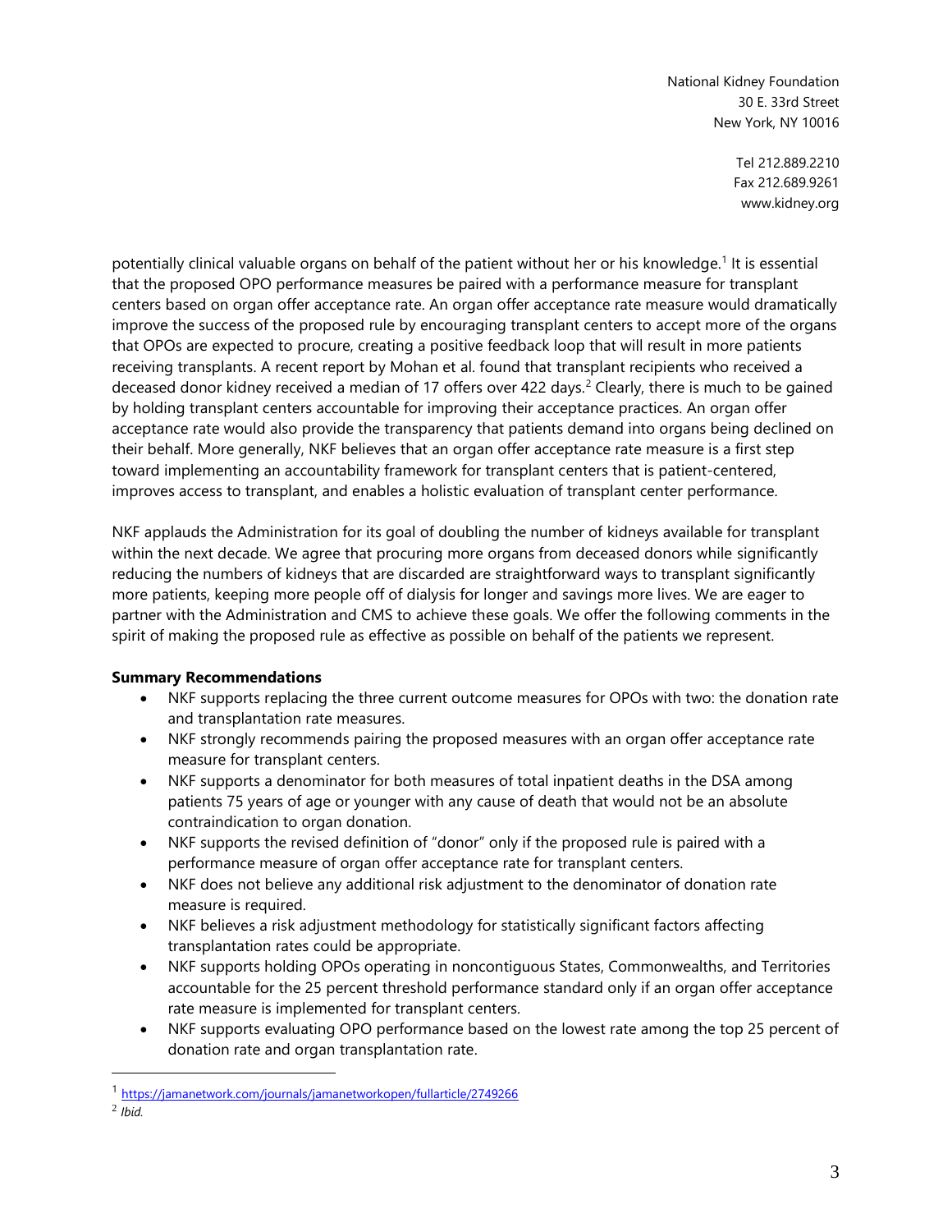potentially clinical valuable organs on behalf of the patient without her or his knowledge.[1] It is essential that the proposed OPO performance measures be paired with a performance measure for transplant centers based on organ offer acceptance rate. An organ offer acceptance rate measure would dramatically improve the success of the proposed rule by encouraging transplant centers to accept more of the organs that OPOs are expected to procure, creating a positive feedback loop that will result in more patients receiving transplants. A recent report by Mohan et al. found that transplant recipients who received a deceased donor kidney received a median of 17 offers over 422 days.[2] Clearly, there is much to be gained by holding transplant centers accountable for improving their acceptance practices. An organ offer acceptance rate would also provide the transparency that patients demand into organs being declined on their behalf. More generally, NKF believes that an organ offer acceptance rate measure is a first step toward implementing an accountability framework for transplant centers that is patient-centered, improves access to transplant, and enables a holistic evaluation of transplant center performance.

NKF applauds the Administration for its goal of doubling the number of kidneys available for transplant within the next decade. We agree that procuring more organs from deceased donors while significantly reducing the numbers of kidneys that are discarded are straightforward ways to transplant significantly more patients, keeping more people off of dialysis for longer and savings more lives. We are eager to partner with the Administration and CMS to achieve these goals. We offer the following comments in the spirit of making the proposed rule as effective as possible on behalf of the patients we represent.

**Summary Recommendations**

- NKF supports replacing the three current outcome measures for OPOs with two: the donation rate and transplantation rate measures.
- NKF strongly recommends pairing the proposed measures with an organ offer acceptance rate measure for transplant centers.
- NKF supports a denominator for both measures of total inpatient deaths in the DSA among patients 75 years of age or younger with any cause of death that would not be an absolute contraindication to organ donation.
- NKF supports the revised definition of "donor" only if the proposed rule is paired with a performance measure of organ offer acceptance rate for transplant centers.
- NKF does not believe any additional risk adjustment to the denominator of donation rate measure is required.
- NKF believes a risk adjustment methodology for statistically significant factors affecting transplantation rates could be appropriate.
- NKF supports holding OPOs operating in noncontiguous States, Commonwealths, and Territories accountable for the 25 percent threshold performance standard only if an organ offer acceptance rate measure is implemented for transplant centers.
- NKF supports evaluating OPO performance based on the lowest rate among the top 25 percent of donation rate and organ transplantation rate.

---

[1] https://jamanetwork.com/journals/jamanetworkopen/fullarticle/2749266

[2] *Ibid.*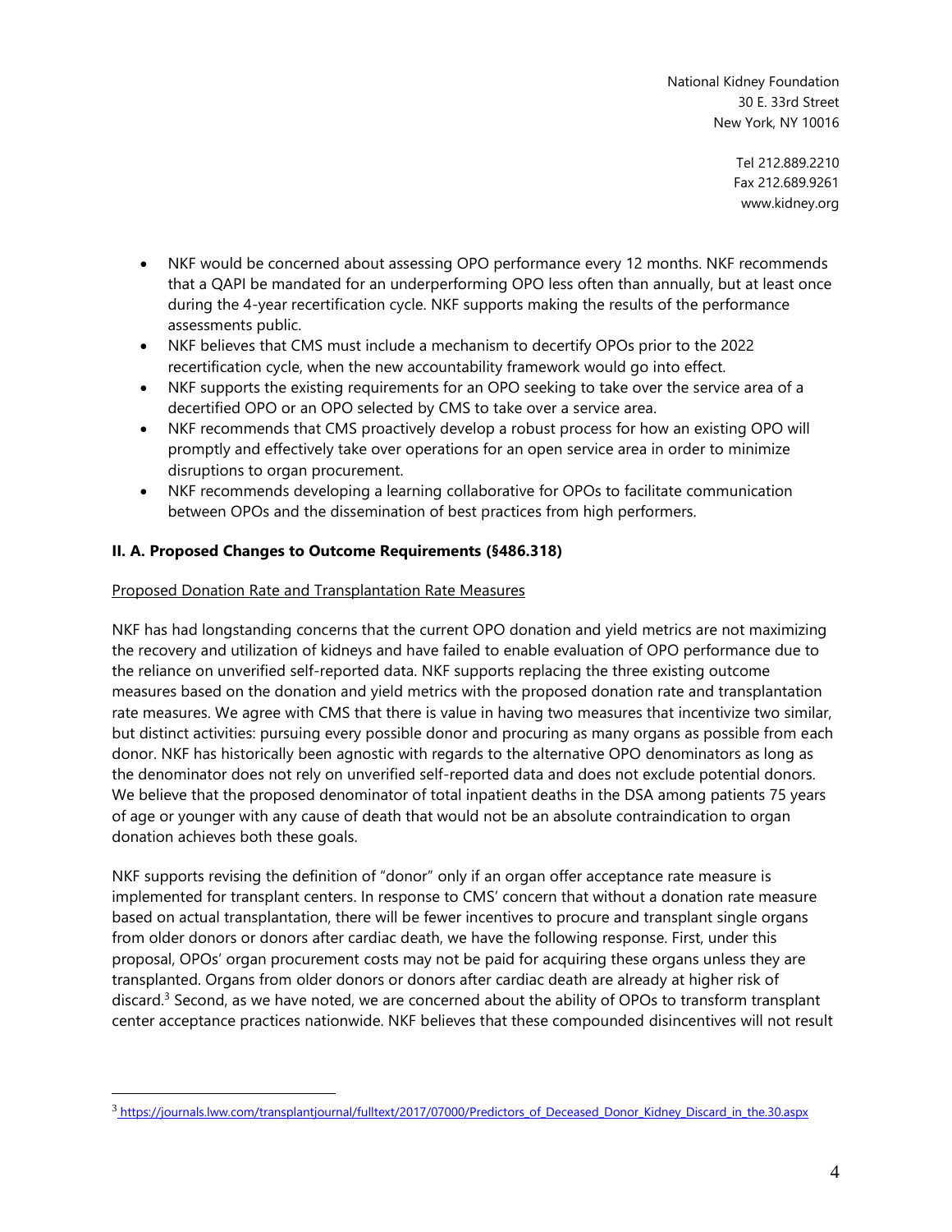- NKF would be concerned about assessing OPO performance every 12 months. NKF recommends that a QAPI be mandated for an underperforming OPO less often than annually, but at least once during the 4-year recertification cycle. NKF supports making the results of the performance assessments public.
- NKF believes that CMS must include a mechanism to decertify OPOs prior to the 2022 recertification cycle, when the new accountability framework would go into effect.
- NKF supports the existing requirements for an OPO seeking to take over the service area of a decertified OPO or an OPO selected by CMS to take over a service area.
- NKF recommends that CMS proactively develop a robust process for how an existing OPO will promptly and effectively take over operations for an open service area in order to minimize disruptions to organ procurement.
- NKF recommends developing a learning collaborative for OPOs to facilitate communication between OPOs and the dissemination of best practices from high performers.

**II. A. Proposed Changes to Outcome Requirements (§486.318)**

Proposed Donation Rate and Transplantation Rate Measures

NKF has had longstanding concerns that the current OPO donation and yield metrics are not maximizing the recovery and utilization of kidneys and have failed to enable evaluation of OPO performance due to the reliance on unverified self-reported data. NKF supports replacing the three existing outcome measures based on the donation and yield metrics with the proposed donation rate and transplantation rate measures. We agree with CMS that there is value in having two measures that incentivize two similar, but distinct activities: pursuing every possible donor and procuring as many organs as possible from each donor. NKF has historically been agnostic with regards to the alternative OPO denominators as long as the denominator does not rely on unverified self-reported data and does not exclude potential donors. We believe that the proposed denominator of total inpatient deaths in the DSA among patients 75 years of age or younger with any cause of death that would not be an absolute contraindication to organ donation achieves both these goals.

NKF supports revising the definition of "donor" only if an organ offer acceptance rate measure is implemented for transplant centers. In response to CMS' concern that without a donation rate measure based on actual transplantation, there will be fewer incentives to procure and transplant single organs from older donors or donors after cardiac death, we have the following response. First, under this proposal, OPOs' organ procurement costs may not be paid for acquiring these organs unless they are transplanted. Organs from older donors or donors after cardiac death are already at higher risk of discard.[3] Second, as we have noted, we are concerned about the ability of OPOs to transform transplant center acceptance practices nationwide. NKF believes that these compounded disincentives will not result

[3] https://journals.lww.com/transplantjournal/fulltext/2017/07000/Predictors_of_Deceased_Donor_Kidney_Discard_in_the.30.aspx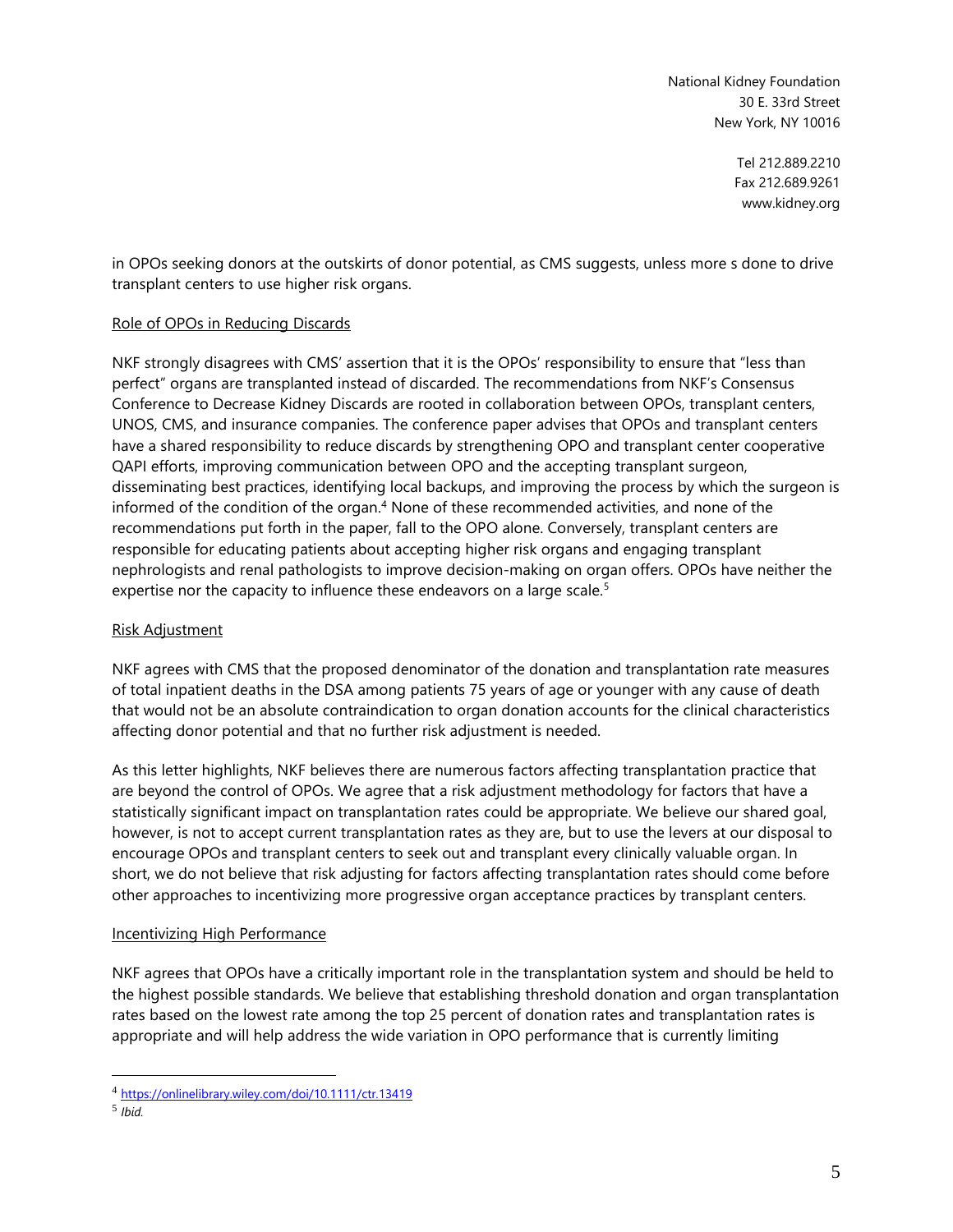in OPOs seeking donors at the outskirts of donor potential, as CMS suggests, unless more s done to drive transplant centers to use higher risk organs.

Role of OPOs in Reducing Discards

NKF strongly disagrees with CMS' assertion that it is the OPOs' responsibility to ensure that "less than perfect" organs are transplanted instead of discarded. The recommendations from NKF's Consensus Conference to Decrease Kidney Discards are rooted in collaboration between OPOs, transplant centers, UNOS, CMS, and insurance companies. The conference paper advises that OPOs and transplant centers have a shared responsibility to reduce discards by strengthening OPO and transplant center cooperative QAPI efforts, improving communication between OPO and the accepting transplant surgeon, disseminating best practices, identifying local backups, and improving the process by which the surgeon is informed of the condition of the organ.[4] None of these recommended activities, and none of the recommendations put forth in the paper, fall to the OPO alone. Conversely, transplant centers are responsible for educating patients about accepting higher risk organs and engaging transplant nephrologists and renal pathologists to improve decision-making on organ offers. OPOs have neither the expertise nor the capacity to influence these endeavors on a large scale.[5]

Risk Adjustment

NKF agrees with CMS that the proposed denominator of the donation and transplantation rate measures of total inpatient deaths in the DSA among patients 75 years of age or younger with any cause of death that would not be an absolute contraindication to organ donation accounts for the clinical characteristics affecting donor potential and that no further risk adjustment is needed.

As this letter highlights, NKF believes there are numerous factors affecting transplantation practice that are beyond the control of OPOs. We agree that a risk adjustment methodology for factors that have a statistically significant impact on transplantation rates could be appropriate. We believe our shared goal, however, is not to accept current transplantation rates as they are, but to use the levers at our disposal to encourage OPOs and transplant centers to seek out and transplant every clinically valuable organ. In short, we do not believe that risk adjusting for factors affecting transplantation rates should come before other approaches to incentivizing more progressive organ acceptance practices by transplant centers.

Incentivizing High Performance

NKF agrees that OPOs have a critically important role in the transplantation system and should be held to the highest possible standards. We believe that establishing threshold donation and organ transplantation rates based on the lowest rate among the top 25 percent of donation rates and transplantation rates is appropriate and will help address the wide variation in OPO performance that is currently limiting

---

[4] https://onlinelibrary.wiley.com/doi/10.1111/ctr.13419

[5] *Ibid.*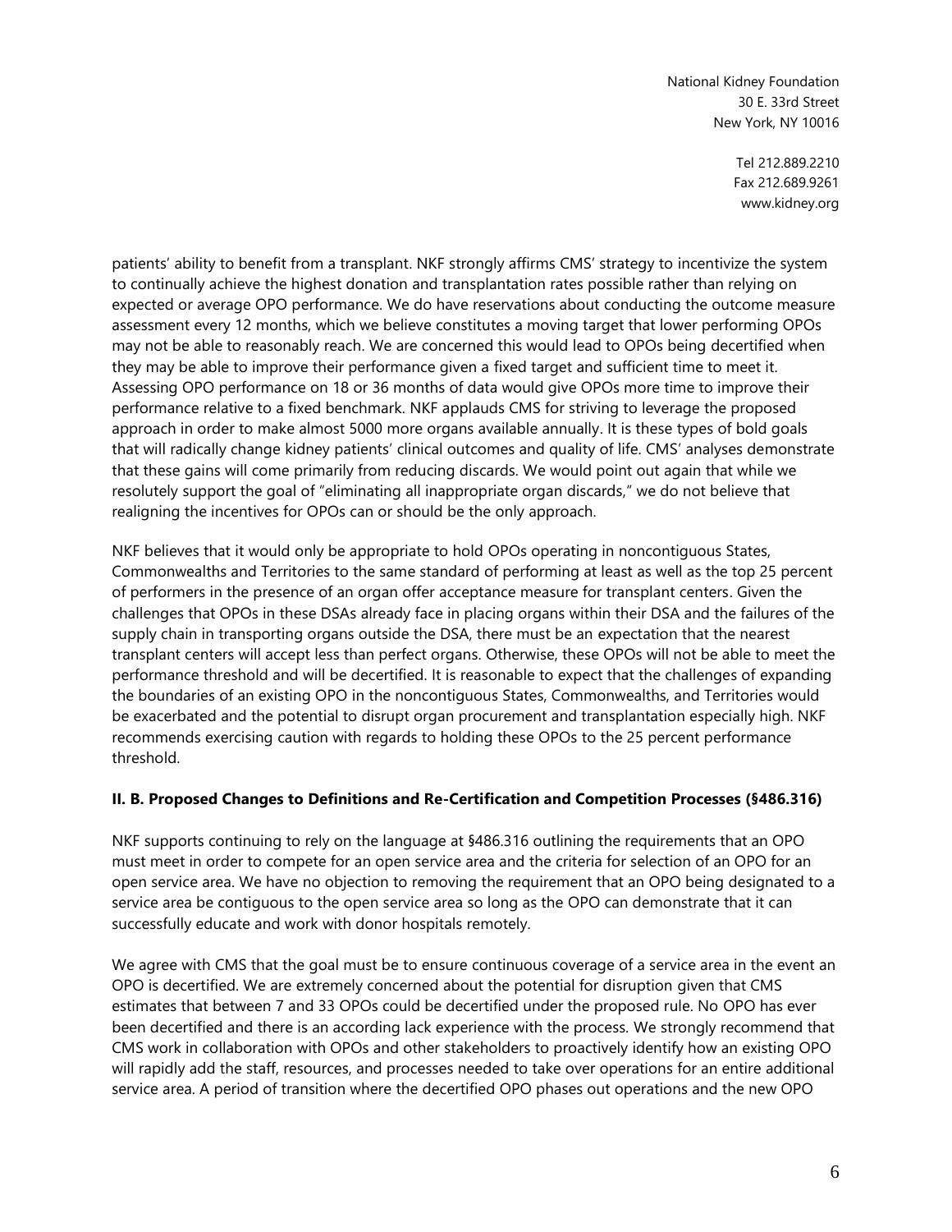patients' ability to benefit from a transplant. NKF strongly affirms CMS' strategy to incentivize the system to continually achieve the highest donation and transplantation rates possible rather than relying on expected or average OPO performance. We do have reservations about conducting the outcome measure assessment every 12 months, which we believe constitutes a moving target that lower performing OPOs may not be able to reasonably reach. We are concerned this would lead to OPOs being decertified when they may be able to improve their performance given a fixed target and sufficient time to meet it. Assessing OPO performance on 18 or 36 months of data would give OPOs more time to improve their performance relative to a fixed benchmark. NKF applauds CMS for striving to leverage the proposed approach in order to make almost 5000 more organs available annually. It is these types of bold goals that will radically change kidney patients' clinical outcomes and quality of life. CMS' analyses demonstrate that these gains will come primarily from reducing discards. We would point out again that while we resolutely support the goal of "eliminating all inappropriate organ discards," we do not believe that realigning the incentives for OPOs can or should be the only approach.

NKF believes that it would only be appropriate to hold OPOs operating in noncontiguous States, Commonwealths and Territories to the same standard of performing at least as well as the top 25 percent of performers in the presence of an organ offer acceptance measure for transplant centers. Given the challenges that OPOs in these DSAs already face in placing organs within their DSA and the failures of the supply chain in transporting organs outside the DSA, there must be an expectation that the nearest transplant centers will accept less than perfect organs. Otherwise, these OPOs will not be able to meet the performance threshold and will be decertified. It is reasonable to expect that the challenges of expanding the boundaries of an existing OPO in the noncontiguous States, Commonwealths, and Territories would be exacerbated and the potential to disrupt organ procurement and transplantation especially high. NKF recommends exercising caution with regards to holding these OPOs to the 25 percent performance threshold.

**II. B. Proposed Changes to Definitions and Re-Certification and Competition Processes (§486.316)**

NKF supports continuing to rely on the language at §486.316 outlining the requirements that an OPO must meet in order to compete for an open service area and the criteria for selection of an OPO for an open service area. We have no objection to removing the requirement that an OPO being designated to a service area be contiguous to the open service area so long as the OPO can demonstrate that it can successfully educate and work with donor hospitals remotely.

We agree with CMS that the goal must be to ensure continuous coverage of a service area in the event an OPO is decertified. We are extremely concerned about the potential for disruption given that CMS estimates that between 7 and 33 OPOs could be decertified under the proposed rule. No OPO has ever been decertified and there is an according lack experience with the process. We strongly recommend that CMS work in collaboration with OPOs and other stakeholders to proactively identify how an existing OPO will rapidly add the staff, resources, and processes needed to take over operations for an entire additional service area. A period of transition where the decertified OPO phases out operations and the new OPO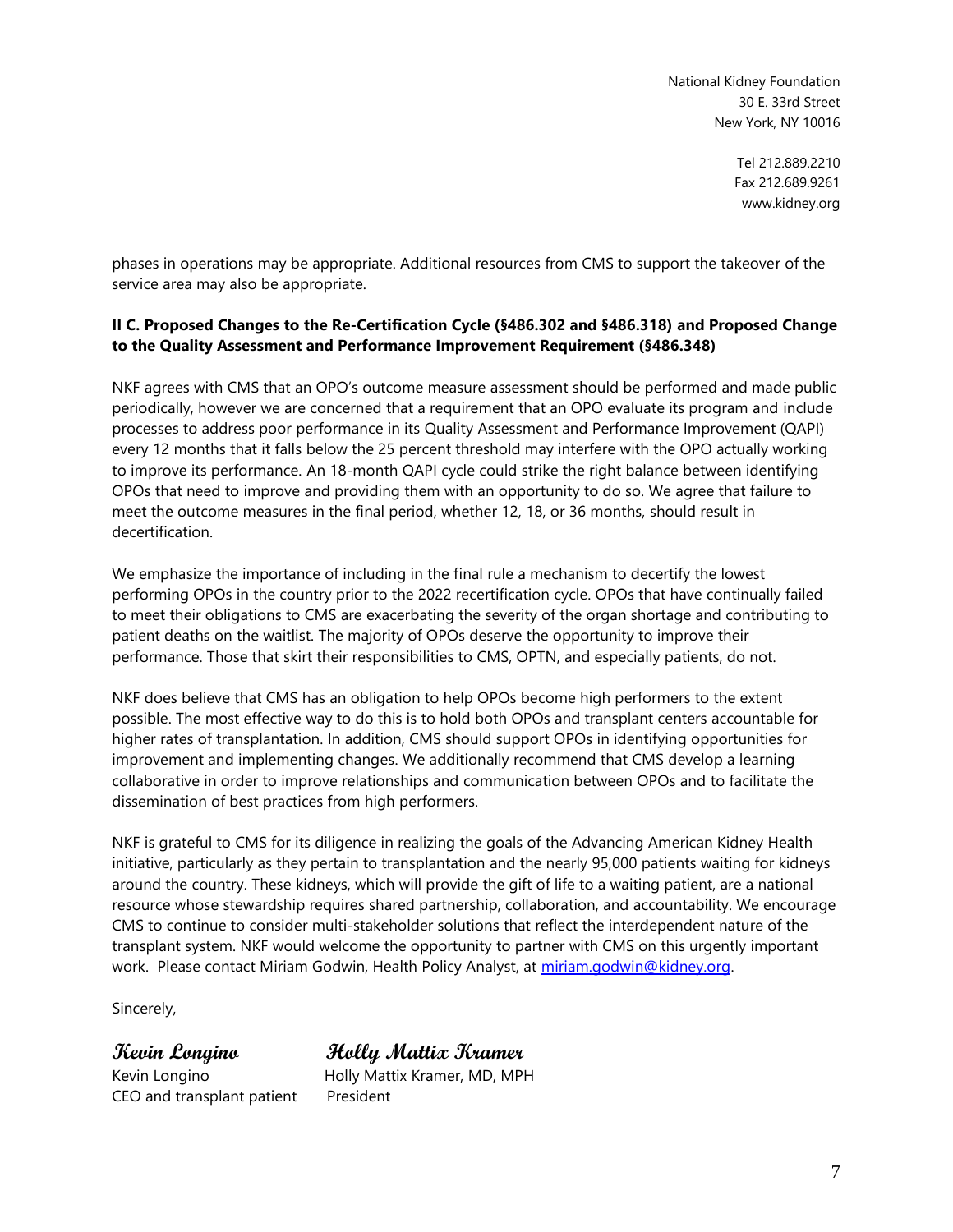National Kidney Foundation
30 E. 33rd Street
New York, NY 10016

Tel 212.889.2210
Fax 212.689.9261
www.kidney.org

phases in operations may be appropriate. Additional resources from CMS to support the takeover of the service area may also be appropriate.

**II C. Proposed Changes to the Re-Certification Cycle (§486.302 and §486.318) and Proposed Change to the Quality Assessment and Performance Improvement Requirement (§486.348)**

NKF agrees with CMS that an OPO's outcome measure assessment should be performed and made public periodically, however we are concerned that a requirement that an OPO evaluate its program and include processes to address poor performance in its Quality Assessment and Performance Improvement (QAPI) every 12 months that it falls below the 25 percent threshold may interfere with the OPO actually working to improve its performance. An 18-month QAPI cycle could strike the right balance between identifying OPOs that need to improve and providing them with an opportunity to do so. We agree that failure to meet the outcome measures in the final period, whether 12, 18, or 36 months, should result in decertification.

We emphasize the importance of including in the final rule a mechanism to decertify the lowest performing OPOs in the country prior to the 2022 recertification cycle. OPOs that have continually failed to meet their obligations to CMS are exacerbating the severity of the organ shortage and contributing to patient deaths on the waitlist. The majority of OPOs deserve the opportunity to improve their performance. Those that skirt their responsibilities to CMS, OPTN, and especially patients, do not.

NKF does believe that CMS has an obligation to help OPOs become high performers to the extent possible. The most effective way to do this is to hold both OPOs and transplant centers accountable for higher rates of transplantation. In addition, CMS should support OPOs in identifying opportunities for improvement and implementing changes. We additionally recommend that CMS develop a learning collaborative in order to improve relationships and communication between OPOs and to facilitate the dissemination of best practices from high performers.

NKF is grateful to CMS for its diligence in realizing the goals of the Advancing American Kidney Health initiative, particularly as they pertain to transplantation and the nearly 95,000 patients waiting for kidneys around the country. These kidneys, which will provide the gift of life to a waiting patient, are a national resource whose stewardship requires shared partnership, collaboration, and accountability. We encourage CMS to continue to consider multi-stakeholder solutions that reflect the interdependent nature of the transplant system. NKF would welcome the opportunity to partner with CMS on this urgently important work. Please contact Miriam Godwin, Health Policy Analyst, at miriam.godwin@kidney.org.

Sincerely,

*Kevin Longino* — *Holly Mattix Kramer*

Kevin Longino
CEO and transplant patient

Holly Mattix Kramer, MD, MPH
President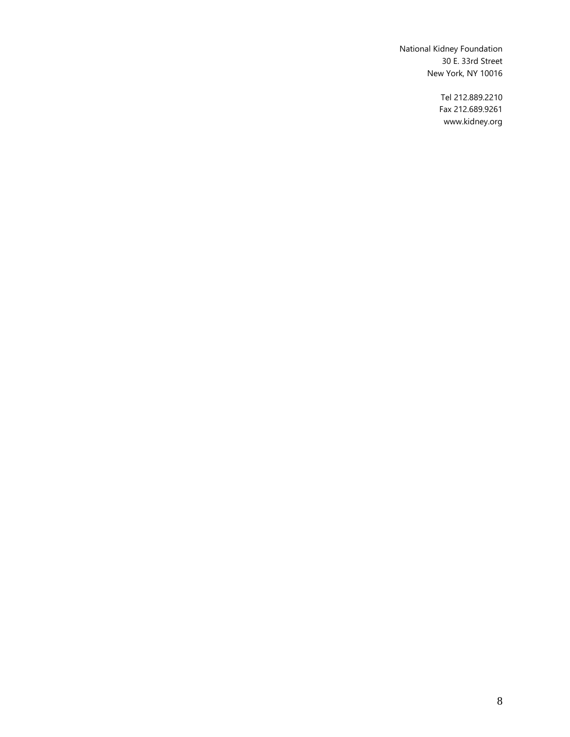National Kidney Foundation
30 E. 33rd Street
New York, NY 10016

Tel 212.889.2210
Fax 212.689.9261
www.kidney.org